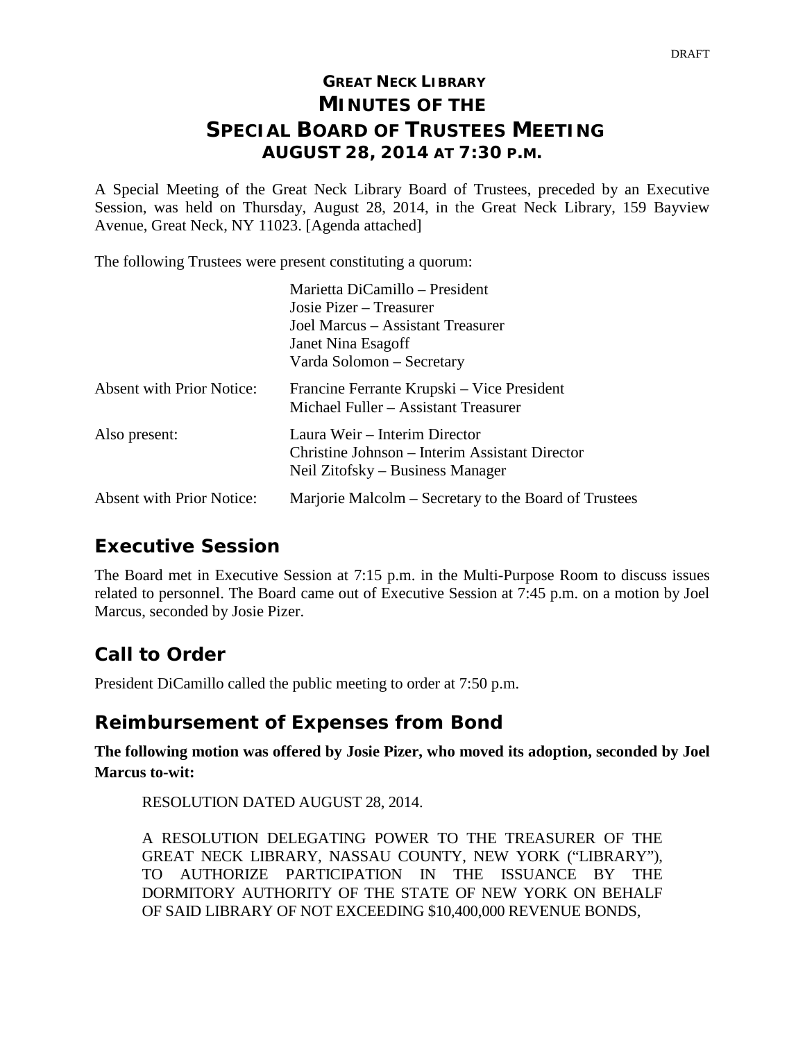DRAFT

# GREAT NECK LIBRARY
# MINUTES OF THE
# SPECIAL BOARD OF TRUSTEES MEETING
### AUGUST 28, 2014 AT 7:30 P.M.

A Special Meeting of the Great Neck Library Board of Trustees, preceded by an Executive Session, was held on Thursday, August 28, 2014, in the Great Neck Library, 159 Bayview Avenue, Great Neck, NY 11023. [Agenda attached]

The following Trustees were present constituting a quorum:

| | |
|---|---|
| | Marietta DiCamillo – President<br>Josie Pizer – Treasurer<br>Joel Marcus – Assistant Treasurer<br>Janet Nina Esagoff<br>Varda Solomon – Secretary |
| Absent with Prior Notice: | Francine Ferrante Krupski – Vice President<br>Michael Fuller – Assistant Treasurer |
| Also present: | Laura Weir – Interim Director<br>Christine Johnson – Interim Assistant Director<br>Neil Zitofsky – Business Manager |
| Absent with Prior Notice: | Marjorie Malcolm – Secretary to the Board of Trustees |

## Executive Session

The Board met in Executive Session at 7:15 p.m. in the Multi-Purpose Room to discuss issues related to personnel. The Board came out of Executive Session at 7:45 p.m. on a motion by Joel Marcus, seconded by Josie Pizer.

## Call to Order

President DiCamillo called the public meeting to order at 7:50 p.m.

## Reimbursement of Expenses from Bond

**The following motion was offered by Josie Pizer, who moved its adoption, seconded by Joel Marcus to-wit:**

RESOLUTION DATED AUGUST 28, 2014.

A RESOLUTION DELEGATING POWER TO THE TREASURER OF THE GREAT NECK LIBRARY, NASSAU COUNTY, NEW YORK ("LIBRARY"), TO AUTHORIZE PARTICIPATION IN THE ISSUANCE BY THE DORMITORY AUTHORITY OF THE STATE OF NEW YORK ON BEHALF OF SAID LIBRARY OF NOT EXCEEDING $10,400,000 REVENUE BONDS,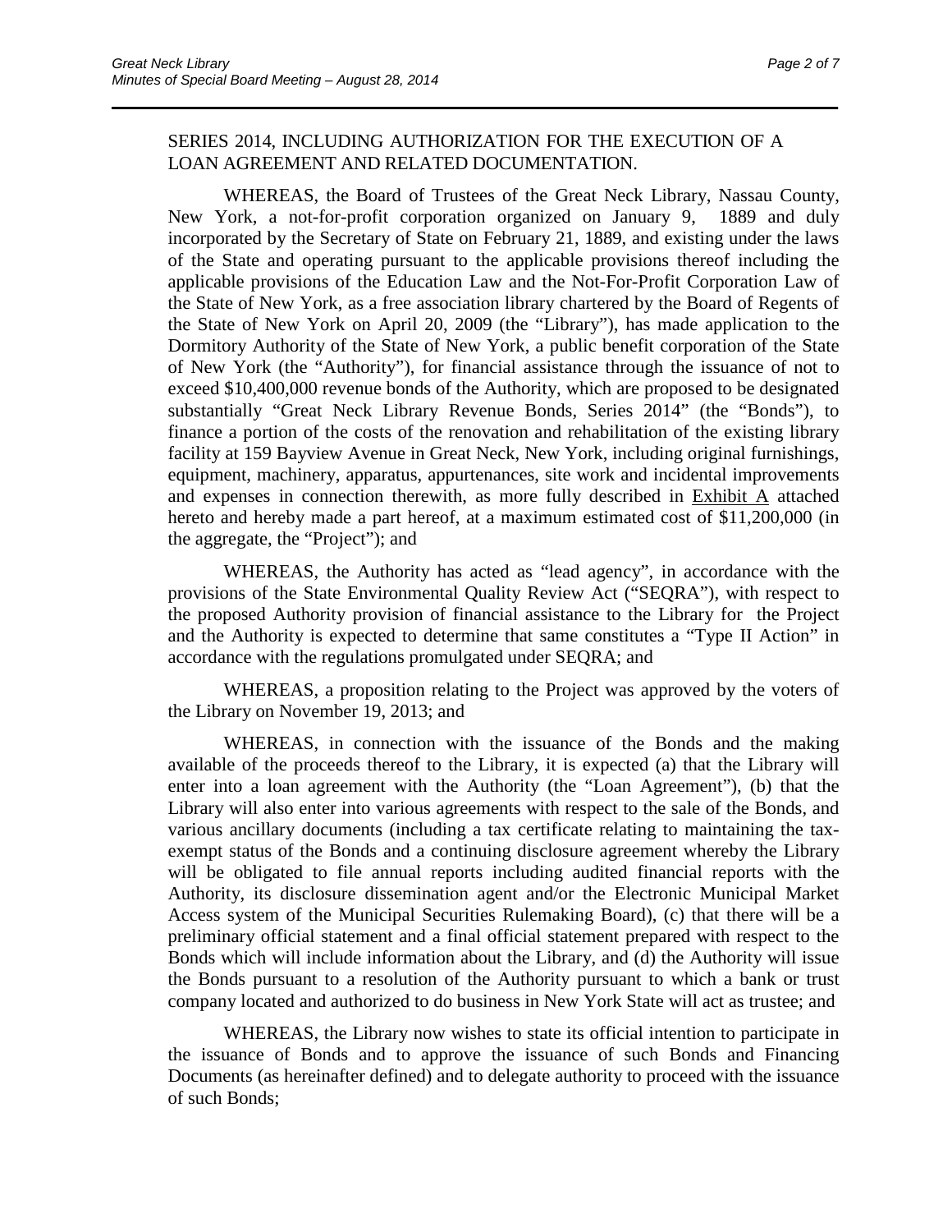SERIES 2014, INCLUDING AUTHORIZATION FOR THE EXECUTION OF A LOAN AGREEMENT AND RELATED DOCUMENTATION.

WHEREAS, the Board of Trustees of the Great Neck Library, Nassau County, New York, a not-for-profit corporation organized on January 9, 1889 and duly incorporated by the Secretary of State on February 21, 1889, and existing under the laws of the State and operating pursuant to the applicable provisions thereof including the applicable provisions of the Education Law and the Not-For-Profit Corporation Law of the State of New York, as a free association library chartered by the Board of Regents of the State of New York on April 20, 2009 (the "Library"), has made application to the Dormitory Authority of the State of New York, a public benefit corporation of the State of New York (the "Authority"), for financial assistance through the issuance of not to exceed $10,400,000 revenue bonds of the Authority, which are proposed to be designated substantially "Great Neck Library Revenue Bonds, Series 2014" (the "Bonds"), to finance a portion of the costs of the renovation and rehabilitation of the existing library facility at 159 Bayview Avenue in Great Neck, New York, including original furnishings, equipment, machinery, apparatus, appurtenances, site work and incidental improvements and expenses in connection therewith, as more fully described in Exhibit A attached hereto and hereby made a part hereof, at a maximum estimated cost of $11,200,000 (in the aggregate, the "Project"); and

WHEREAS, the Authority has acted as "lead agency", in accordance with the provisions of the State Environmental Quality Review Act ("SEQRA"), with respect to the proposed Authority provision of financial assistance to the Library for the Project and the Authority is expected to determine that same constitutes a "Type II Action" in accordance with the regulations promulgated under SEQRA; and

WHEREAS, a proposition relating to the Project was approved by the voters of the Library on November 19, 2013; and

WHEREAS, in connection with the issuance of the Bonds and the making available of the proceeds thereof to the Library, it is expected (a) that the Library will enter into a loan agreement with the Authority (the "Loan Agreement"), (b) that the Library will also enter into various agreements with respect to the sale of the Bonds, and various ancillary documents (including a tax certificate relating to maintaining the tax-exempt status of the Bonds and a continuing disclosure agreement whereby the Library will be obligated to file annual reports including audited financial reports with the Authority, its disclosure dissemination agent and/or the Electronic Municipal Market Access system of the Municipal Securities Rulemaking Board), (c) that there will be a preliminary official statement and a final official statement prepared with respect to the Bonds which will include information about the Library, and (d) the Authority will issue the Bonds pursuant to a resolution of the Authority pursuant to which a bank or trust company located and authorized to do business in New York State will act as trustee; and

WHEREAS, the Library now wishes to state its official intention to participate in the issuance of Bonds and to approve the issuance of such Bonds and Financing Documents (as hereinafter defined) and to delegate authority to proceed with the issuance of such Bonds;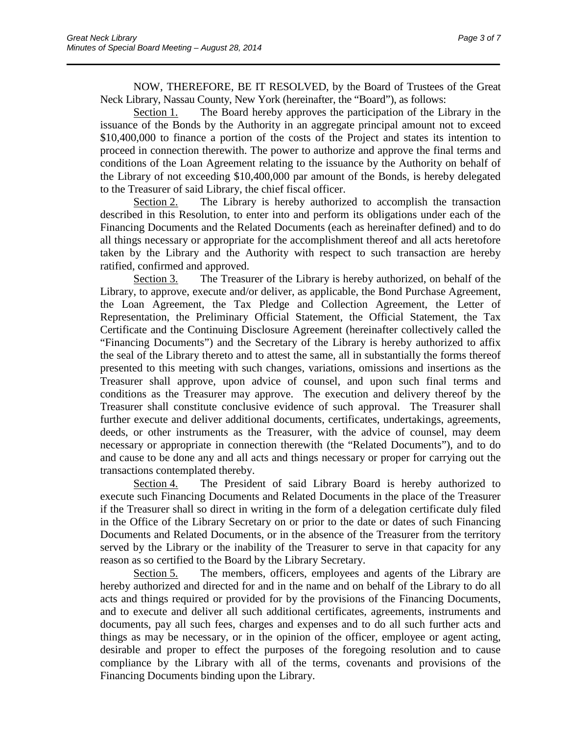NOW, THEREFORE, BE IT RESOLVED, by the Board of Trustees of the Great Neck Library, Nassau County, New York (hereinafter, the "Board"), as follows:

Section 1. The Board hereby approves the participation of the Library in the issuance of the Bonds by the Authority in an aggregate principal amount not to exceed $10,400,000 to finance a portion of the costs of the Project and states its intention to proceed in connection therewith. The power to authorize and approve the final terms and conditions of the Loan Agreement relating to the issuance by the Authority on behalf of the Library of not exceeding $10,400,000 par amount of the Bonds, is hereby delegated to the Treasurer of said Library, the chief fiscal officer.

Section 2. The Library is hereby authorized to accomplish the transaction described in this Resolution, to enter into and perform its obligations under each of the Financing Documents and the Related Documents (each as hereinafter defined) and to do all things necessary or appropriate for the accomplishment thereof and all acts heretofore taken by the Library and the Authority with respect to such transaction are hereby ratified, confirmed and approved.

Section 3. The Treasurer of the Library is hereby authorized, on behalf of the Library, to approve, execute and/or deliver, as applicable, the Bond Purchase Agreement, the Loan Agreement, the Tax Pledge and Collection Agreement, the Letter of Representation, the Preliminary Official Statement, the Official Statement, the Tax Certificate and the Continuing Disclosure Agreement (hereinafter collectively called the "Financing Documents") and the Secretary of the Library is hereby authorized to affix the seal of the Library thereto and to attest the same, all in substantially the forms thereof presented to this meeting with such changes, variations, omissions and insertions as the Treasurer shall approve, upon advice of counsel, and upon such final terms and conditions as the Treasurer may approve. The execution and delivery thereof by the Treasurer shall constitute conclusive evidence of such approval. The Treasurer shall further execute and deliver additional documents, certificates, undertakings, agreements, deeds, or other instruments as the Treasurer, with the advice of counsel, may deem necessary or appropriate in connection therewith (the "Related Documents"), and to do and cause to be done any and all acts and things necessary or proper for carrying out the transactions contemplated thereby.

Section 4. The President of said Library Board is hereby authorized to execute such Financing Documents and Related Documents in the place of the Treasurer if the Treasurer shall so direct in writing in the form of a delegation certificate duly filed in the Office of the Library Secretary on or prior to the date or dates of such Financing Documents and Related Documents, or in the absence of the Treasurer from the territory served by the Library or the inability of the Treasurer to serve in that capacity for any reason as so certified to the Board by the Library Secretary.

Section 5. The members, officers, employees and agents of the Library are hereby authorized and directed for and in the name and on behalf of the Library to do all acts and things required or provided for by the provisions of the Financing Documents, and to execute and deliver all such additional certificates, agreements, instruments and documents, pay all such fees, charges and expenses and to do all such further acts and things as may be necessary, or in the opinion of the officer, employee or agent acting, desirable and proper to effect the purposes of the foregoing resolution and to cause compliance by the Library with all of the terms, covenants and provisions of the Financing Documents binding upon the Library.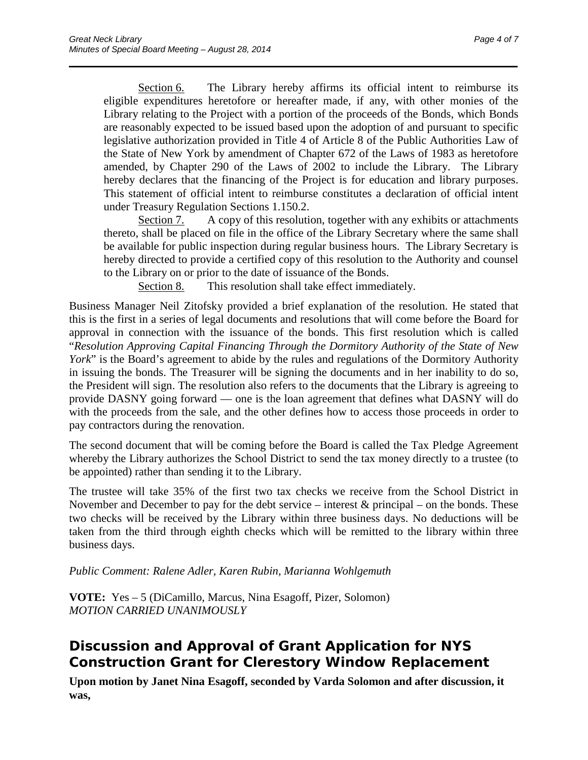Section 6. The Library hereby affirms its official intent to reimburse its eligible expenditures heretofore or hereafter made, if any, with other monies of the Library relating to the Project with a portion of the proceeds of the Bonds, which Bonds are reasonably expected to be issued based upon the adoption of and pursuant to specific legislative authorization provided in Title 4 of Article 8 of the Public Authorities Law of the State of New York by amendment of Chapter 672 of the Laws of 1983 as heretofore amended, by Chapter 290 of the Laws of 2002 to include the Library. The Library hereby declares that the financing of the Project is for education and library purposes. This statement of official intent to reimburse constitutes a declaration of official intent under Treasury Regulation Sections 1.150.2.

Section 7. A copy of this resolution, together with any exhibits or attachments thereto, shall be placed on file in the office of the Library Secretary where the same shall be available for public inspection during regular business hours. The Library Secretary is hereby directed to provide a certified copy of this resolution to the Authority and counsel to the Library on or prior to the date of issuance of the Bonds.

Section 8. This resolution shall take effect immediately.

Business Manager Neil Zitofsky provided a brief explanation of the resolution. He stated that this is the first in a series of legal documents and resolutions that will come before the Board for approval in connection with the issuance of the bonds. This first resolution which is called "*Resolution Approving Capital Financing Through the Dormitory Authority of the State of New York*" is the Board's agreement to abide by the rules and regulations of the Dormitory Authority in issuing the bonds. The Treasurer will be signing the documents and in her inability to do so, the President will sign. The resolution also refers to the documents that the Library is agreeing to provide DASNY going forward — one is the loan agreement that defines what DASNY will do with the proceeds from the sale, and the other defines how to access those proceeds in order to pay contractors during the renovation.

The second document that will be coming before the Board is called the Tax Pledge Agreement whereby the Library authorizes the School District to send the tax money directly to a trustee (to be appointed) rather than sending it to the Library.

The trustee will take 35% of the first two tax checks we receive from the School District in November and December to pay for the debt service – interest & principal – on the bonds. These two checks will be received by the Library within three business days. No deductions will be taken from the third through eighth checks which will be remitted to the library within three business days.

*Public Comment: Ralene Adler, Karen Rubin, Marianna Wohlgemuth*

**VOTE:** Yes – 5 (DiCamillo, Marcus, Nina Esagoff, Pizer, Solomon)
*MOTION CARRIED UNANIMOUSLY*

## Discussion and Approval of Grant Application for NYS Construction Grant for Clerestory Window Replacement

**Upon motion by Janet Nina Esagoff, seconded by Varda Solomon and after discussion, it was,**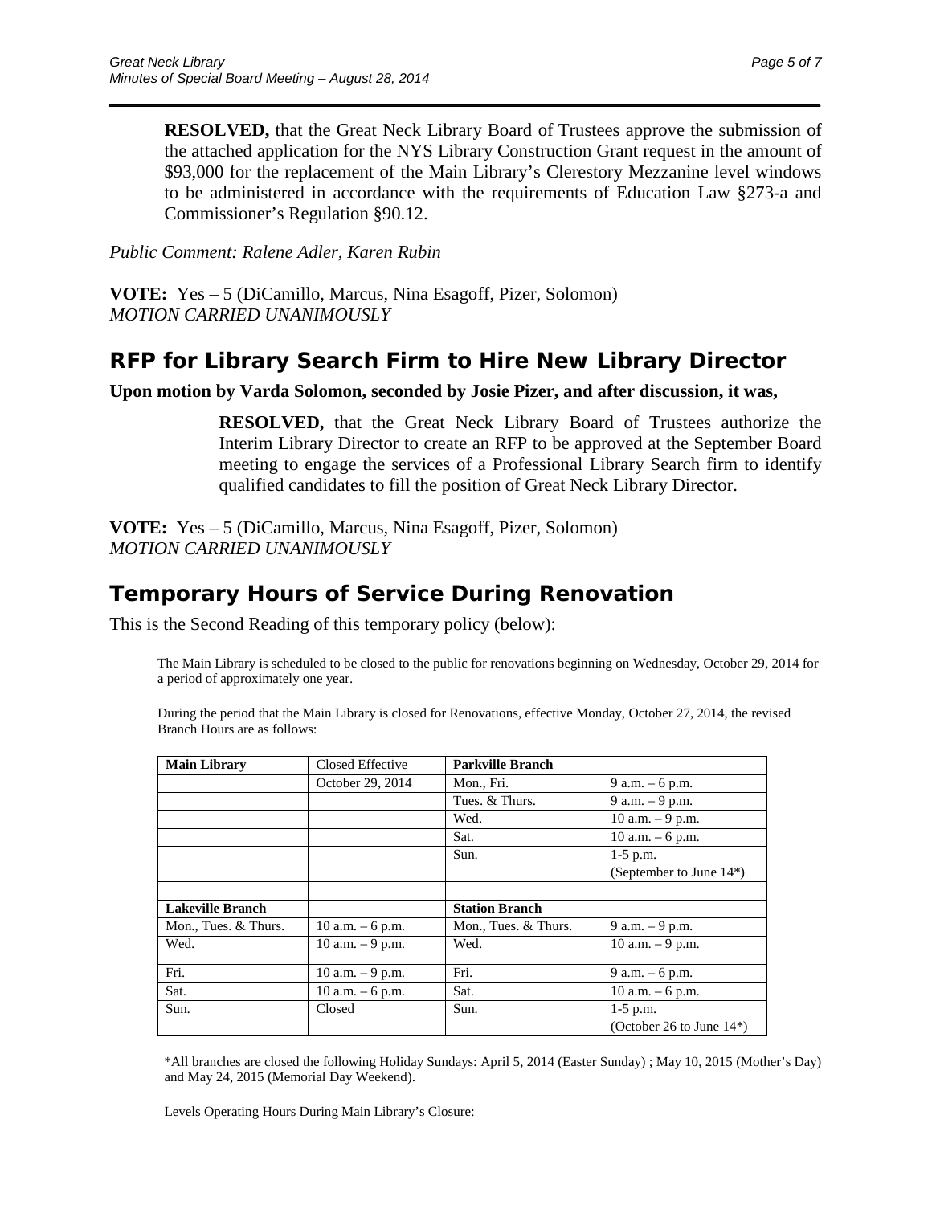**RESOLVED,** that the Great Neck Library Board of Trustees approve the submission of the attached application for the NYS Library Construction Grant request in the amount of $93,000 for the replacement of the Main Library's Clerestory Mezzanine level windows to be administered in accordance with the requirements of Education Law §273-a and Commissioner's Regulation §90.12.

*Public Comment: Ralene Adler, Karen Rubin*

**VOTE:** Yes – 5 (DiCamillo, Marcus, Nina Esagoff, Pizer, Solomon)
*MOTION CARRIED UNANIMOUSLY*

## RFP for Library Search Firm to Hire New Library Director

**Upon motion by Varda Solomon, seconded by Josie Pizer, and after discussion, it was,**

**RESOLVED,** that the Great Neck Library Board of Trustees authorize the Interim Library Director to create an RFP to be approved at the September Board meeting to engage the services of a Professional Library Search firm to identify qualified candidates to fill the position of Great Neck Library Director.

**VOTE:** Yes – 5 (DiCamillo, Marcus, Nina Esagoff, Pizer, Solomon)
*MOTION CARRIED UNANIMOUSLY*

## Temporary Hours of Service During Renovation

This is the Second Reading of this temporary policy (below):

The Main Library is scheduled to be closed to the public for renovations beginning on Wednesday, October 29, 2014 for a period of approximately one year.

During the period that the Main Library is closed for Renovations, effective Monday, October 27, 2014, the revised Branch Hours are as follows:

| **Main Library** | Closed Effective | **Parkville Branch** | |
|---|---|---|---|
| | October 29, 2014 | Mon., Fri. | 9 a.m. – 6 p.m. |
| | | Tues. & Thurs. | 9 a.m. – 9 p.m. |
| | | Wed. | 10 a.m. – 9 p.m. |
| | | Sat. | 10 a.m. – 6 p.m. |
| | | Sun. | 1-5 p.m. (September to June 14*) |
| | | | |
| **Lakeville Branch** | | **Station Branch** | |
| Mon., Tues. & Thurs. | 10 a.m. – 6 p.m. | Mon., Tues. & Thurs. | 9 a.m. – 9 p.m. |
| Wed. | 10 a.m. – 9 p.m. | Wed. | 10 a.m. – 9 p.m. |
| Fri. | 10 a.m. – 9 p.m. | Fri. | 9 a.m. – 6 p.m. |
| Sat. | 10 a.m. – 6 p.m. | Sat. | 10 a.m. – 6 p.m. |
| Sun. | Closed | Sun. | 1-5 p.m. (October 26 to June 14*) |

*All branches are closed the following Holiday Sundays: April 5, 2014 (Easter Sunday) ; May 10, 2015 (Mother's Day) and May 24, 2015 (Memorial Day Weekend).

Levels Operating Hours During Main Library's Closure: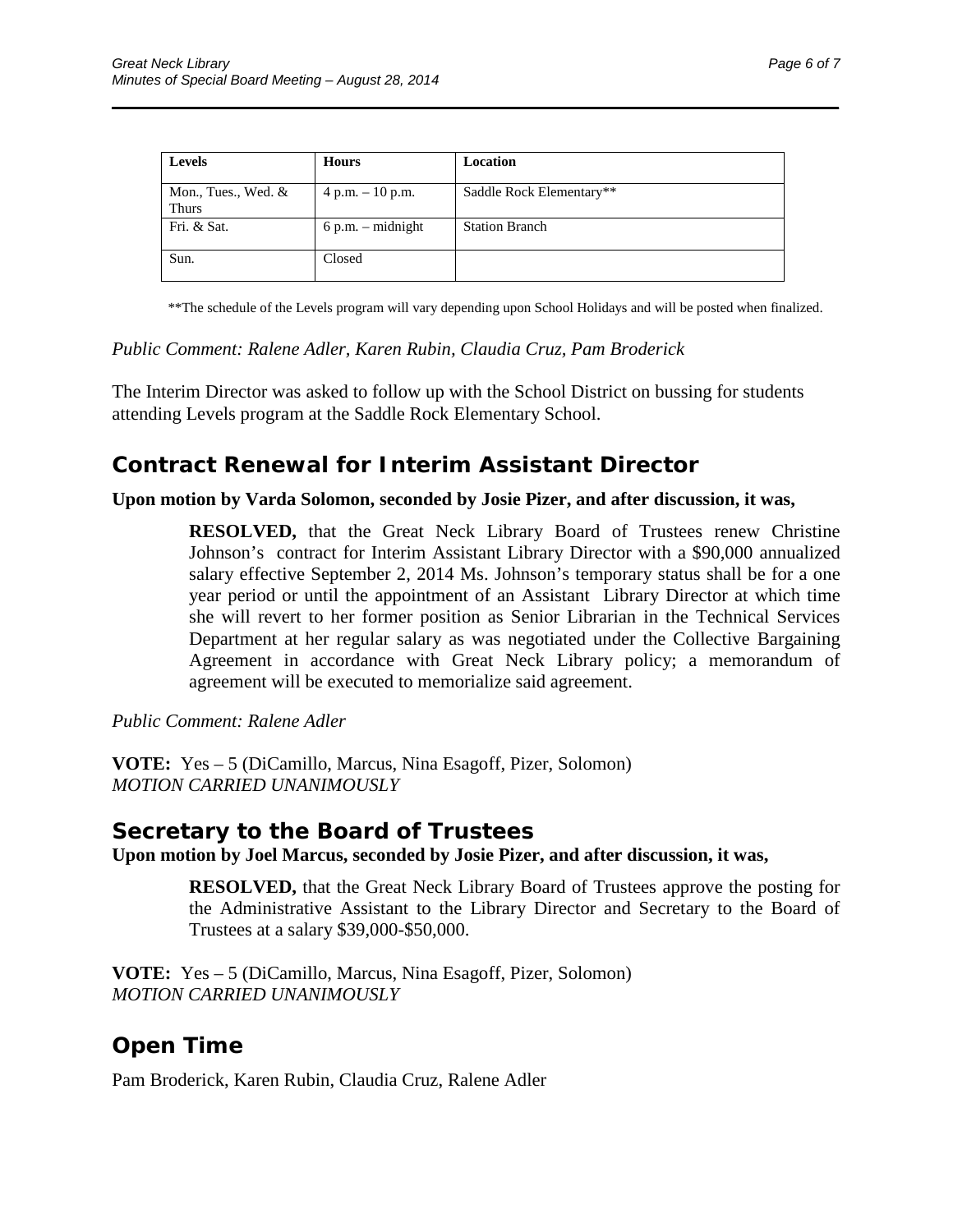| Levels | Hours | Location |
| --- | --- | --- |
| Mon., Tues., Wed. & Thurs | 4 p.m. – 10 p.m. | Saddle Rock Elementary** |
| Fri. & Sat. | 6 p.m. – midnight | Station Branch |
| Sun. | Closed | |

**The schedule of the Levels program will vary depending upon School Holidays and will be posted when finalized.

*Public Comment: Ralene Adler, Karen Rubin, Claudia Cruz, Pam Broderick*

The Interim Director was asked to follow up with the School District on bussing for students attending Levels program at the Saddle Rock Elementary School.

## Contract Renewal for Interim Assistant Director

**Upon motion by Varda Solomon, seconded by Josie Pizer, and after discussion, it was,**

> **RESOLVED,** that the Great Neck Library Board of Trustees renew Christine Johnson's contract for Interim Assistant Library Director with a $90,000 annualized salary effective September 2, 2014 Ms. Johnson's temporary status shall be for a one year period or until the appointment of an Assistant Library Director at which time she will revert to her former position as Senior Librarian in the Technical Services Department at her regular salary as was negotiated under the Collective Bargaining Agreement in accordance with Great Neck Library policy; a memorandum of agreement will be executed to memorialize said agreement.

*Public Comment: Ralene Adler*

**VOTE:** Yes – 5 (DiCamillo, Marcus, Nina Esagoff, Pizer, Solomon)
*MOTION CARRIED UNANIMOUSLY*

## Secretary to the Board of Trustees

**Upon motion by Joel Marcus, seconded by Josie Pizer, and after discussion, it was,**

> **RESOLVED,** that the Great Neck Library Board of Trustees approve the posting for the Administrative Assistant to the Library Director and Secretary to the Board of Trustees at a salary $39,000-$50,000.

**VOTE:** Yes – 5 (DiCamillo, Marcus, Nina Esagoff, Pizer, Solomon)
*MOTION CARRIED UNANIMOUSLY*

## Open Time

Pam Broderick, Karen Rubin, Claudia Cruz, Ralene Adler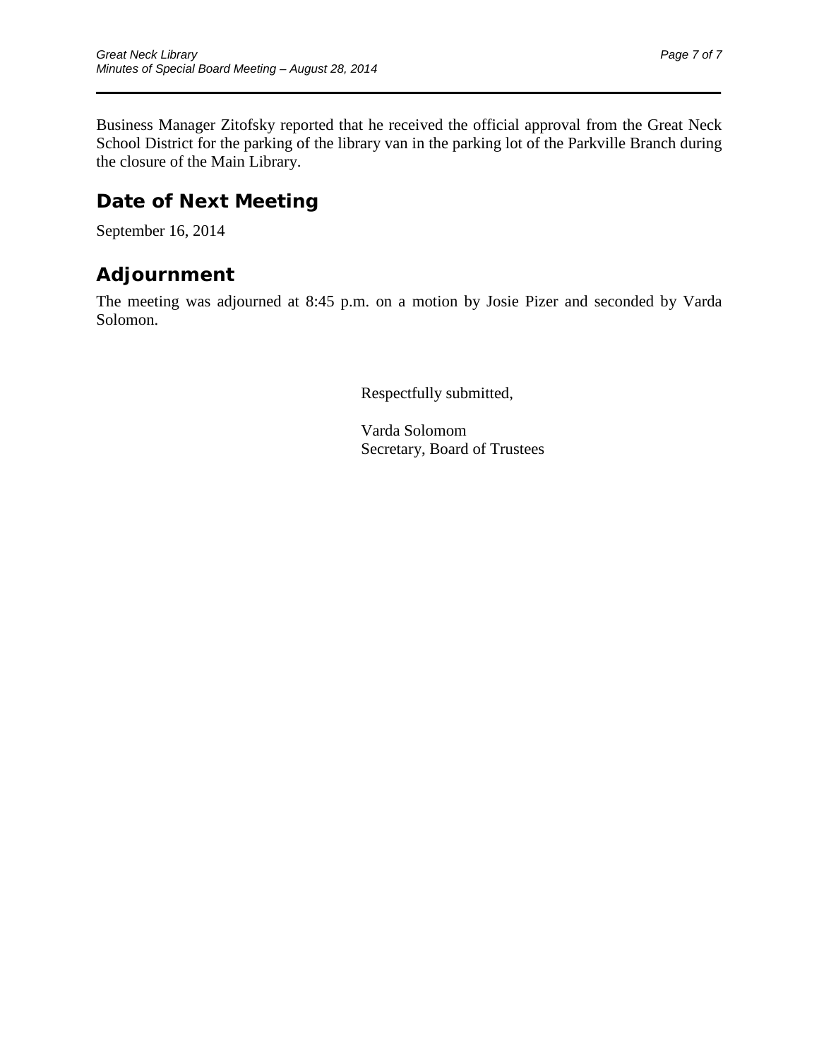Business Manager Zitofsky reported that he received the official approval from the Great Neck School District for the parking of the library van in the parking lot of the Parkville Branch during the closure of the Main Library.

## Date of Next Meeting

September 16, 2014

## Adjournment

The meeting was adjourned at 8:45 p.m. on a motion by Josie Pizer and seconded by Varda Solomon.

Respectfully submitted,

Varda Solomom
Secretary, Board of Trustees